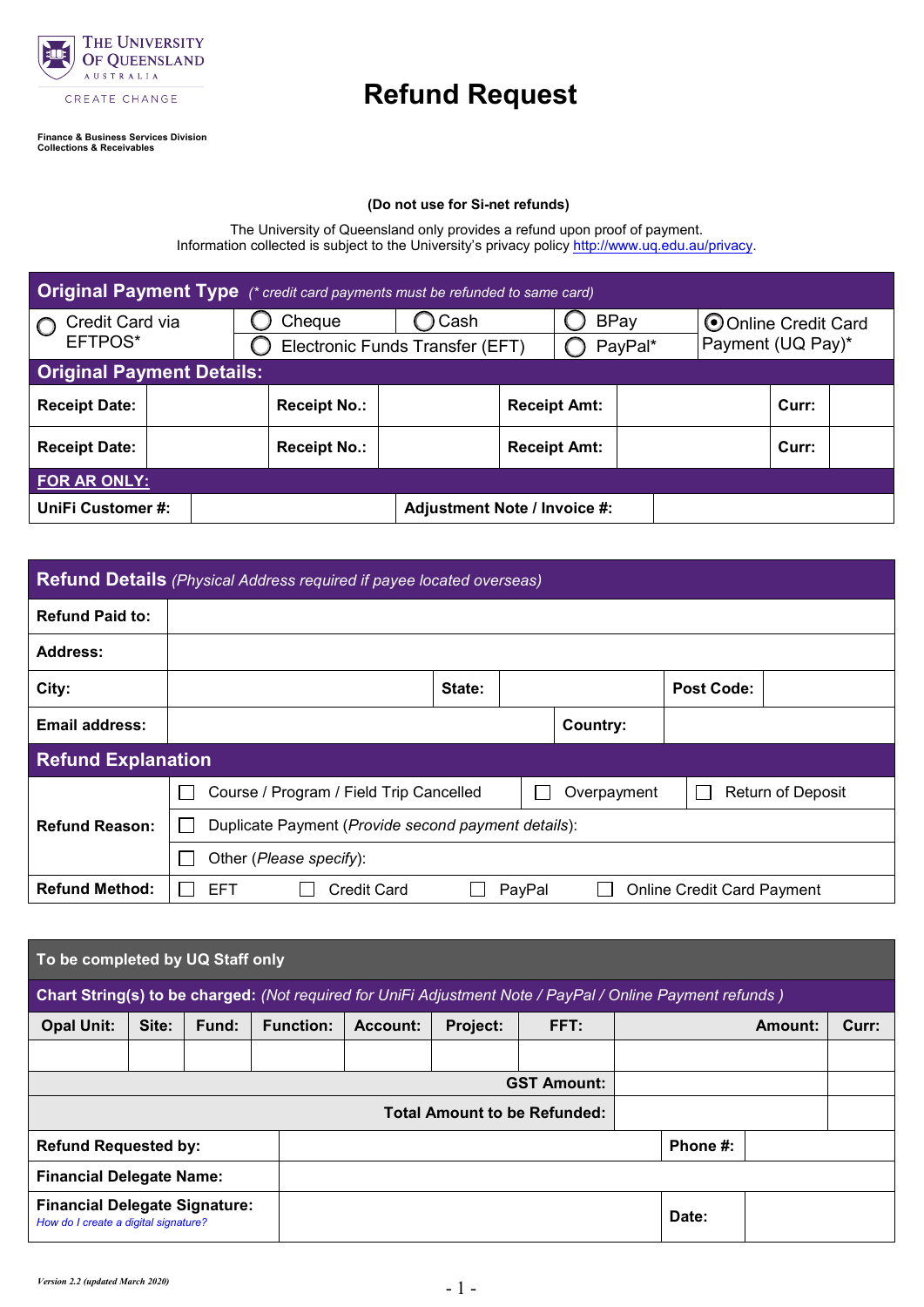THE UNIVERSITY OF QUEENSLAND AUSTRALIA

CREATE CHANGE

**Finance & Business Services Division**
**Collections & Receivables**

# Refund Request

**(Do not use for Si-net refunds)**

The University of Queensland only provides a refund upon proof of payment.
Information collected is subject to the University's privacy policy http://www.uq.edu.au/privacy.

## Original Payment Type *(* credit card payments must be refunded to same card)*

| | | | | |
|---|---|---|---|---|
| ○ Credit Card via EFTPOS* | ○ Cheque | ○ Cash | ○ BPay | ◉ Online Credit Card Payment (UQ Pay)* |
| | ○ Electronic Funds Transfer (EFT) | | ○ PayPal* | |

## Original Payment Details:

| **Receipt Date:** | | **Receipt No.:** | | **Receipt Amt:** | | **Curr:** | |
|---|---|---|---|---|---|---|---|
| **Receipt Date:** | | **Receipt No.:** | | **Receipt Amt:** | | **Curr:** | |

**FOR AR ONLY:**

| **UniFi Customer #:** | | **Adjustment Note / Invoice #:** | |
|---|---|---|---|

## Refund Details *(Physical Address required if payee located overseas)*

| | | | | | |
|---|---|---|---|---|---|
| **Refund Paid to:** | | | | | |
| **Address:** | | | | | |
| **City:** | | **State:** | | **Post Code:** | |
| **Email address:** | | **Country:** | | | |

## Refund Explanation

| | | | |
|---|---|---|---|
| **Refund Reason:** | ☐ Course / Program / Field Trip Cancelled | ☐ Overpayment | ☐ Return of Deposit |
| | ☐ Duplicate Payment (*Provide second payment details*): | | |
| | ☐ Other (*Please specify*): | | |
| **Refund Method:** | ☐ EFT ☐ Credit Card | ☐ PayPal | ☐ Online Credit Card Payment |

## To be completed by UQ Staff only

**Chart String(s) to be charged:** *(Not required for UniFi Adjustment Note / PayPal / Online Payment refunds )*

| Opal Unit: | Site: | Fund: | Function: | Account: | Project: | FFT: | Amount: | Curr: |
|---|---|---|---|---|---|---|---|---|
| | | | | | | | | |
| | | | | | | **GST Amount:** | | |
| | | | | | | **Total Amount to be Refunded:** | | |

| | | | |
|---|---|---|---|
| **Refund Requested by:** | | **Phone #:** | |
| **Financial Delegate Name:** | | | |
| **Financial Delegate Signature:** *How do I create a digital signature?* | | **Date:** | |

*Version 2.2 (updated March 2020)*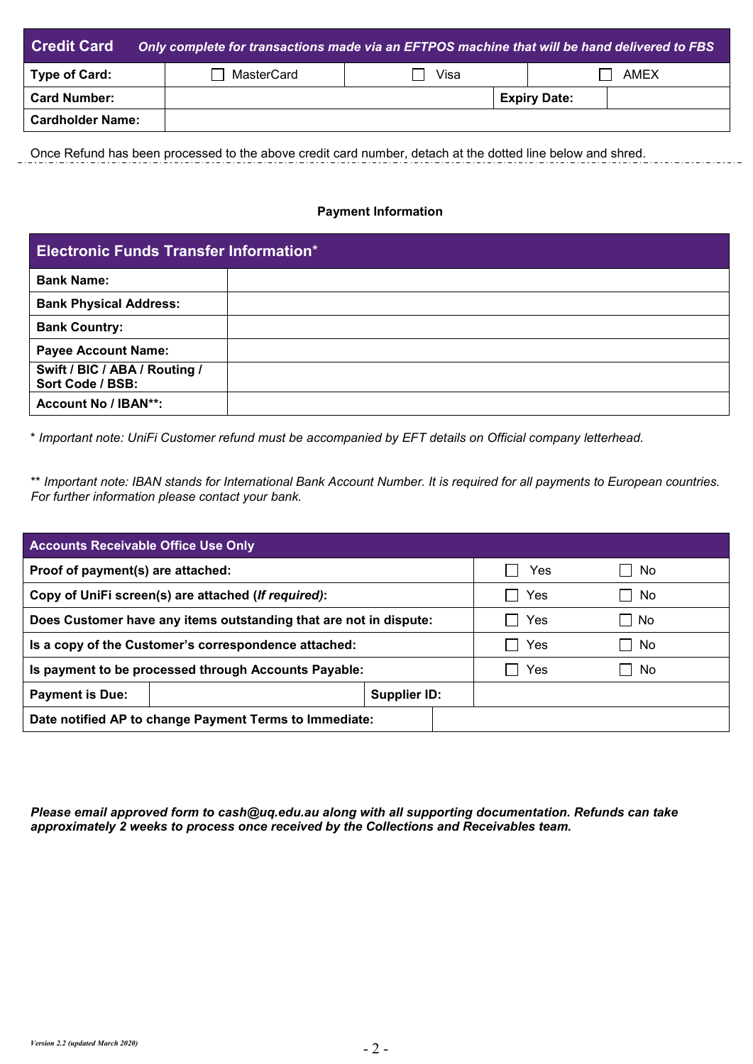| Credit Card | *Only complete for transactions made via an EFTPOS machine that will be hand delivered to FBS* | | |
|---|---|---|---|
| **Type of Card:** | ☐ MasterCard | ☐ Visa | ☐ AMEX |
| **Card Number:** | | **Expiry Date:** | |
| **Cardholder Name:** | | | |

Once Refund has been processed to the above credit card number, detach at the dotted line below and shred.

**Payment Information**

| Electronic Funds Transfer Information* | |
|---|---|
| **Bank Name:** | |
| **Bank Physical Address:** | |
| **Bank Country:** | |
| **Payee Account Name:** | |
| **Swift / BIC / ABA / Routing / Sort Code / BSB:** | |
| **Account No / IBAN**:** | |

*\* Important note: UniFi Customer refund must be accompanied by EFT details on Official company letterhead.*

*\*\* Important note: IBAN stands for International Bank Account Number. It is required for all payments to European countries. For further information please contact your bank.*

| Accounts Receivable Office Use Only | | | |
|---|---|---|---|
| **Proof of payment(s) are attached:** | | ☐ Yes | ☐ No |
| **Copy of UniFi screen(s) are attached (*If required*):** | | ☐ Yes | ☐ No |
| **Does Customer have any items outstanding that are not in dispute:** | | ☐ Yes | ☐ No |
| **Is a copy of the Customer's correspondence attached:** | | ☐ Yes | ☐ No |
| **Is payment to be processed through Accounts Payable:** | | ☐ Yes | ☐ No |
| **Payment is Due:** | | **Supplier ID:** | |
| **Date notified AP to change Payment Terms to Immediate:** | | | |

***Please email approved form to cash@uq.edu.au along with all supporting documentation. Refunds can take approximately 2 weeks to process once received by the Collections and Receivables team.***

*Version 2.2 (updated March 2020)*